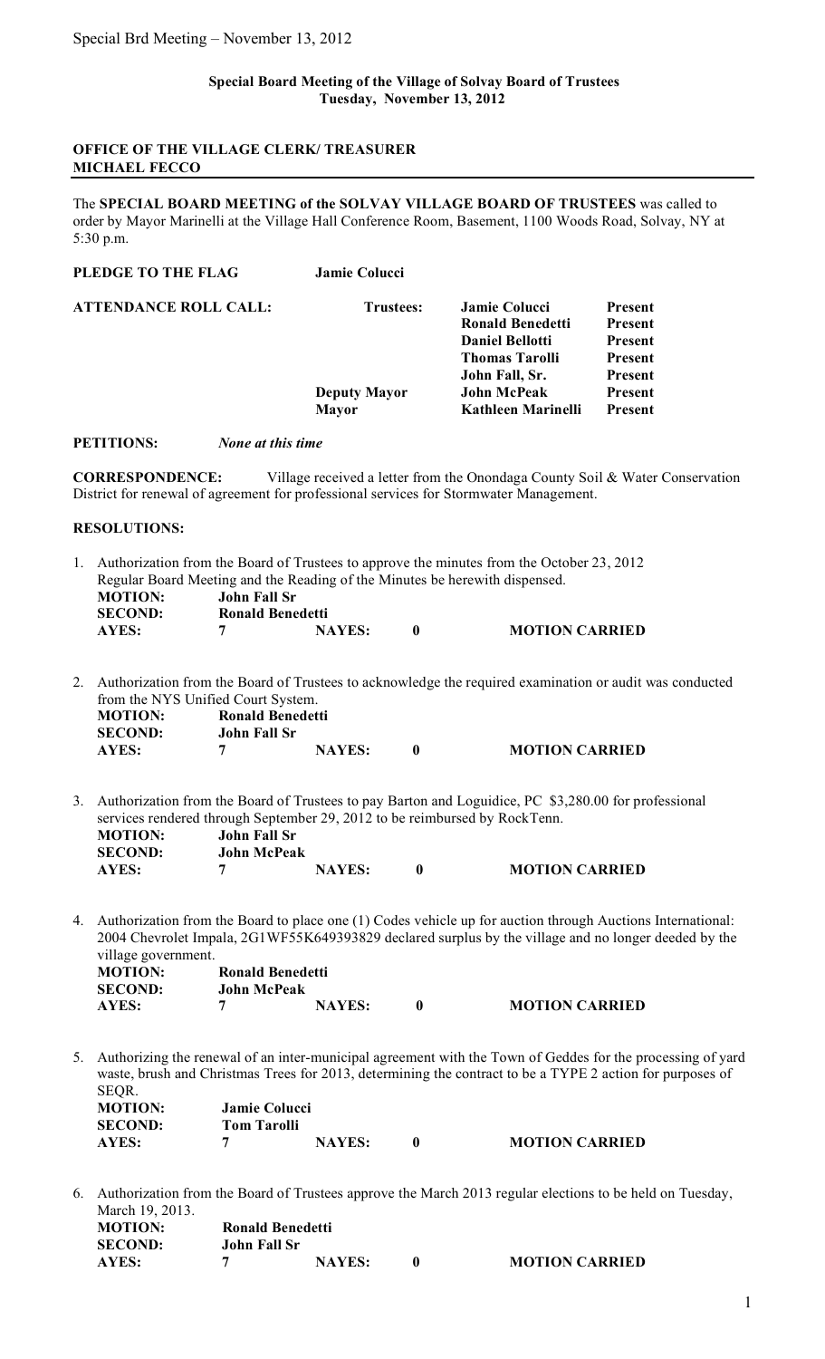**Special Board Meeting of the Village of Solvay Board of Trustees**
**Tuesday, November 13, 2012**

**OFFICE OF THE VILLAGE CLERK/ TREASURER**
**MICHAEL FECCO**

The **SPECIAL BOARD MEETING of the SOLVAY VILLAGE BOARD OF TRUSTEES** was called to order by Mayor Marinelli at the Village Hall Conference Room, Basement, 1100 Woods Road, Solvay, NY at 5:30 p.m.

**PLEDGE TO THE FLAG** **Jamie Colucci**

| **ATTENDANCE ROLL CALL:** | **Trustees:** | **Jamie Colucci** | **Present** |
|---|---|---|---|
| | | **Ronald Benedetti** | **Present** |
| | | **Daniel Bellotti** | **Present** |
| | | **Thomas Tarolli** | **Present** |
| | | **John Fall, Sr.** | **Present** |
| | **Deputy Mayor** | **John McPeak** | **Present** |
| | **Mayor** | **Kathleen Marinelli** | **Present** |

**PETITIONS:** *None at this time*

**CORRESPONDENCE:** Village received a letter from the Onondaga County Soil & Water Conservation District for renewal of agreement for professional services for Stormwater Management.

**RESOLUTIONS:**

1. Authorization from the Board of Trustees to approve the minutes from the October 23, 2012 Regular Board Meeting and the Reading of the Minutes be herewith dispensed.

   **MOTION:** **John Fall Sr**
   **SECOND:** **Ronald Benedetti**
   **AYES:** **7** **NAYES:** **0** **MOTION CARRIED**

2. Authorization from the Board of Trustees to acknowledge the required examination or audit was conducted from the NYS Unified Court System.

   **MOTION:** **Ronald Benedetti**
   **SECOND:** **John Fall Sr**
   **AYES:** **7** **NAYES:** **0** **MOTION CARRIED**

3. Authorization from the Board of Trustees to pay Barton and Loguidice, PC $3,280.00 for professional services rendered through September 29, 2012 to be reimbursed by RockTenn.

   **MOTION:** **John Fall Sr**
   **SECOND:** **John McPeak**
   **AYES:** **7** **NAYES:** **0** **MOTION CARRIED**

4. Authorization from the Board to place one (1) Codes vehicle up for auction through Auctions International: 2004 Chevrolet Impala, 2G1WF55K649393829 declared surplus by the village and no longer deeded by the village government.

   **MOTION:** **Ronald Benedetti**
   **SECOND:** **John McPeak**
   **AYES:** **7** **NAYES:** **0** **MOTION CARRIED**

5. Authorizing the renewal of an inter-municipal agreement with the Town of Geddes for the processing of yard waste, brush and Christmas Trees for 2013, determining the contract to be a TYPE 2 action for purposes of SEQR.

   **MOTION:** **Jamie Colucci**
   **SECOND:** **Tom Tarolli**
   **AYES:** **7** **NAYES:** **0** **MOTION CARRIED**

6. Authorization from the Board of Trustees approve the March 2013 regular elections to be held on Tuesday, March 19, 2013.

   **MOTION:** **Ronald Benedetti**
   **SECOND:** **John Fall Sr**
   **AYES:** **7** **NAYES:** **0** **MOTION CARRIED**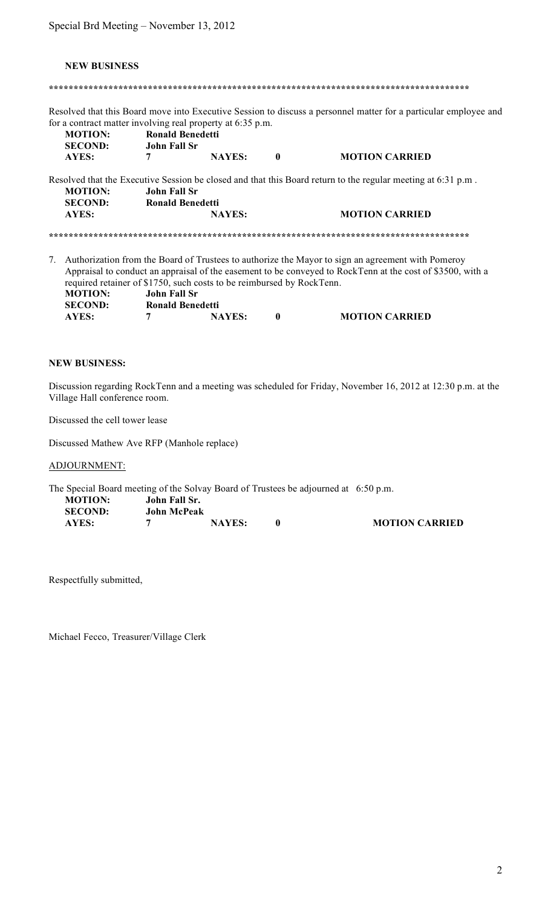**NEW BUSINESS**

*******************************************************************************************

Resolved that this Board move into Executive Session to discuss a personnel matter for a particular employee and for a contract matter involving real property at 6:35 p.m.

| | | | | |
|---|---|---|---|---|
| **MOTION:** | **Ronald Benedetti** | | | |
| **SECOND:** | **John Fall Sr** | | | |
| **AYES:** | **7** | **NAYES:** | **0** | **MOTION CARRIED** |

Resolved that the Executive Session be closed and that this Board return to the regular meeting at 6:31 p.m .

| | | | | |
|---|---|---|---|---|
| **MOTION:** | **John Fall Sr** | | | |
| **SECOND:** | **Ronald Benedetti** | | | |
| **AYES:** | | **NAYES:** | | **MOTION CARRIED** |

*******************************************************************************************

7. Authorization from the Board of Trustees to authorize the Mayor to sign an agreement with Pomeroy Appraisal to conduct an appraisal of the easement to be conveyed to RockTenn at the cost of $3500, with a required retainer of $1750, such costs to be reimbursed by RockTenn.

| | | | | |
|---|---|---|---|---|
| **MOTION:** | **John Fall Sr** | | | |
| **SECOND:** | **Ronald Benedetti** | | | |
| **AYES:** | **7** | **NAYES:** | **0** | **MOTION CARRIED** |

**NEW BUSINESS:**

Discussion regarding RockTenn and a meeting was scheduled for Friday, November 16, 2012 at 12:30 p.m. at the Village Hall conference room.

Discussed the cell tower lease

Discussed Mathew Ave RFP (Manhole replace)

ADJOURNMENT:

The Special Board meeting of the Solvay Board of Trustees be adjourned at 6:50 p.m.

| | | | | |
|---|---|---|---|---|
| **MOTION:** | **John Fall Sr.** | | | |
| **SECOND:** | **John McPeak** | | | |
| **AYES:** | **7** | **NAYES:** | **0** | **MOTION CARRIED** |

Respectfully submitted,

Michael Fecco, Treasurer/Village Clerk